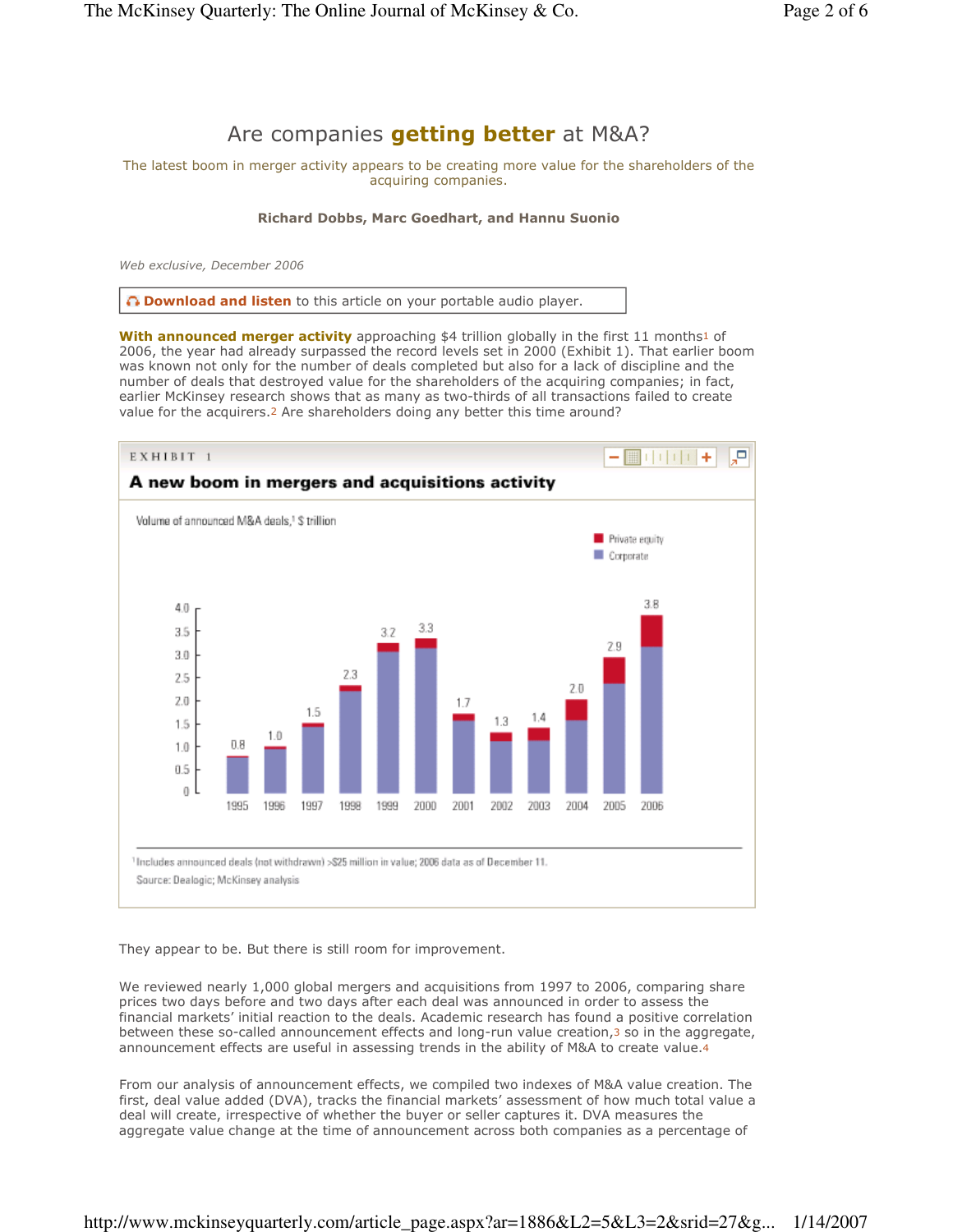# Are companies getting better at M&A?

The latest boom in merger activity appears to be creating more value for the shareholders of the acquiring companies.

**Richard Dobbs, Marc Goedhart, and Hannu Suonio**

*Web exclusive, December 2006*

**Download and listen** to this article on your portable audio player.

**With announced merger activity** approaching $4 trillion globally in the first 11 months[1] of 2006, the year had already surpassed the record levels set in 2000 (Exhibit 1). That earlier boom was known not only for the number of deals completed but also for a lack of discipline and the number of deals that destroyed value for the shareholders of the acquiring companies; in fact, earlier McKinsey research shows that as many as two-thirds of all transactions failed to create value for the acquirers.[2] Are shareholders doing any better this time around?

EXHIBIT 1

**A new boom in mergers and acquisitions activity**

Volume of announced M&A deals,[1] $ trillion

| Year | 1995 | 1996 | 1997 | 1998 | 1999 | 2000 | 2001 | 2002 | 2003 | 2004 | 2005 | 2006 |
|---|---|---|---|---|---|---|---|---|---|---|---|---|
| Total (Private equity + Corporate) | 0.8 | 1.0 | 1.5 | 2.3 | 3.2 | 3.3 | 1.7 | 1.3 | 1.4 | 2.0 | 2.9 | 3.8 |

[1]Includes announced deals (not withdrawn) >$25 million in value; 2006 data as of December 11.

Source: Dealogic; McKinsey analysis

They appear to be. But there is still room for improvement.

We reviewed nearly 1,000 global mergers and acquisitions from 1997 to 2006, comparing share prices two days before and two days after each deal was announced in order to assess the financial markets' initial reaction to the deals. Academic research has found a positive correlation between these so-called announcement effects and long-run value creation,[3] so in the aggregate, announcement effects are useful in assessing trends in the ability of M&A to create value.[4]

From our analysis of announcement effects, we compiled two indexes of M&A value creation. The first, deal value added (DVA), tracks the financial markets' assessment of how much total value a deal will create, irrespective of whether the buyer or seller captures it. DVA measures the aggregate value change at the time of announcement across both companies as a percentage of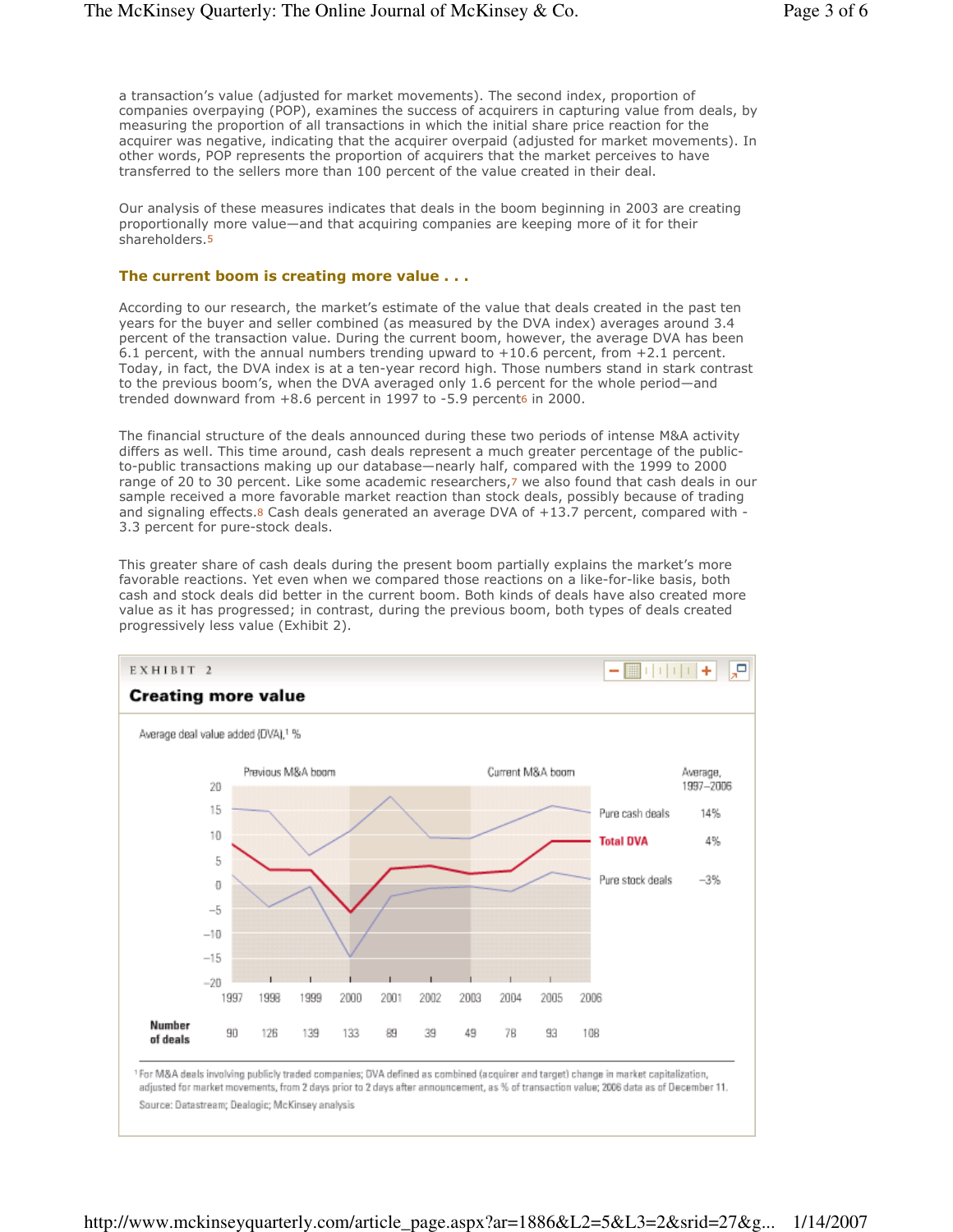a transaction's value (adjusted for market movements). The second index, proportion of companies overpaying (POP), examines the success of acquirers in capturing value from deals, by measuring the proportion of all transactions in which the initial share price reaction for the acquirer was negative, indicating that the acquirer overpaid (adjusted for market movements). In other words, POP represents the proportion of acquirers that the market perceives to have transferred to the sellers more than 100 percent of the value created in their deal.

Our analysis of these measures indicates that deals in the boom beginning in 2003 are creating proportionally more value—and that acquiring companies are keeping more of it for their shareholders.[5]

### The current boom is creating more value . . .

According to our research, the market's estimate of the value that deals created in the past ten years for the buyer and seller combined (as measured by the DVA index) averages around 3.4 percent of the transaction value. During the current boom, however, the average DVA has been 6.1 percent, with the annual numbers trending upward to +10.6 percent, from +2.1 percent. Today, in fact, the DVA index is at a ten-year record high. Those numbers stand in stark contrast to the previous boom's, when the DVA averaged only 1.6 percent for the whole period—and trended downward from +8.6 percent in 1997 to -5.9 percent[6] in 2000.

The financial structure of the deals announced during these two periods of intense M&A activity differs as well. This time around, cash deals represent a much greater percentage of the public-to-public transactions making up our database—nearly half, compared with the 1999 to 2000 range of 20 to 30 percent. Like some academic researchers,[7] we also found that cash deals in our sample received a more favorable market reaction than stock deals, possibly because of trading and signaling effects.[8] Cash deals generated an average DVA of +13.7 percent, compared with -3.3 percent for pure-stock deals.

This greater share of cash deals during the present boom partially explains the market's more favorable reactions. Yet even when we compared those reactions on a like-for-like basis, both cash and stock deals did better in the current boom. Both kinds of deals have also created more value as it has progressed; in contrast, during the previous boom, both types of deals created progressively less value (Exhibit 2).

EXHIBIT 2

**Creating more value**

Average deal value added (DVA),[1] %

Previous M&A boom — Current M&A boom

| | Average, 1997–2006 |
|---|---|
| Pure cash deals | 14% |
| Total DVA | 4% |
| Pure stock deals | –3% |

| | 1997 | 1998 | 1999 | 2000 | 2001 | 2002 | 2003 | 2004 | 2005 | 2006 |
|---|---|---|---|---|---|---|---|---|---|---|
| Number of deals | 90 | 126 | 139 | 133 | 89 | 39 | 49 | 78 | 93 | 108 |

[1] For M&A deals involving publicly traded companies; DVA defined as combined (acquirer and target) change in market capitalization, adjusted for market movements, from 2 days prior to 2 days after announcement, as % of transaction value; 2006 data as of December 11.

Source: Datastream; Dealogic; McKinsey analysis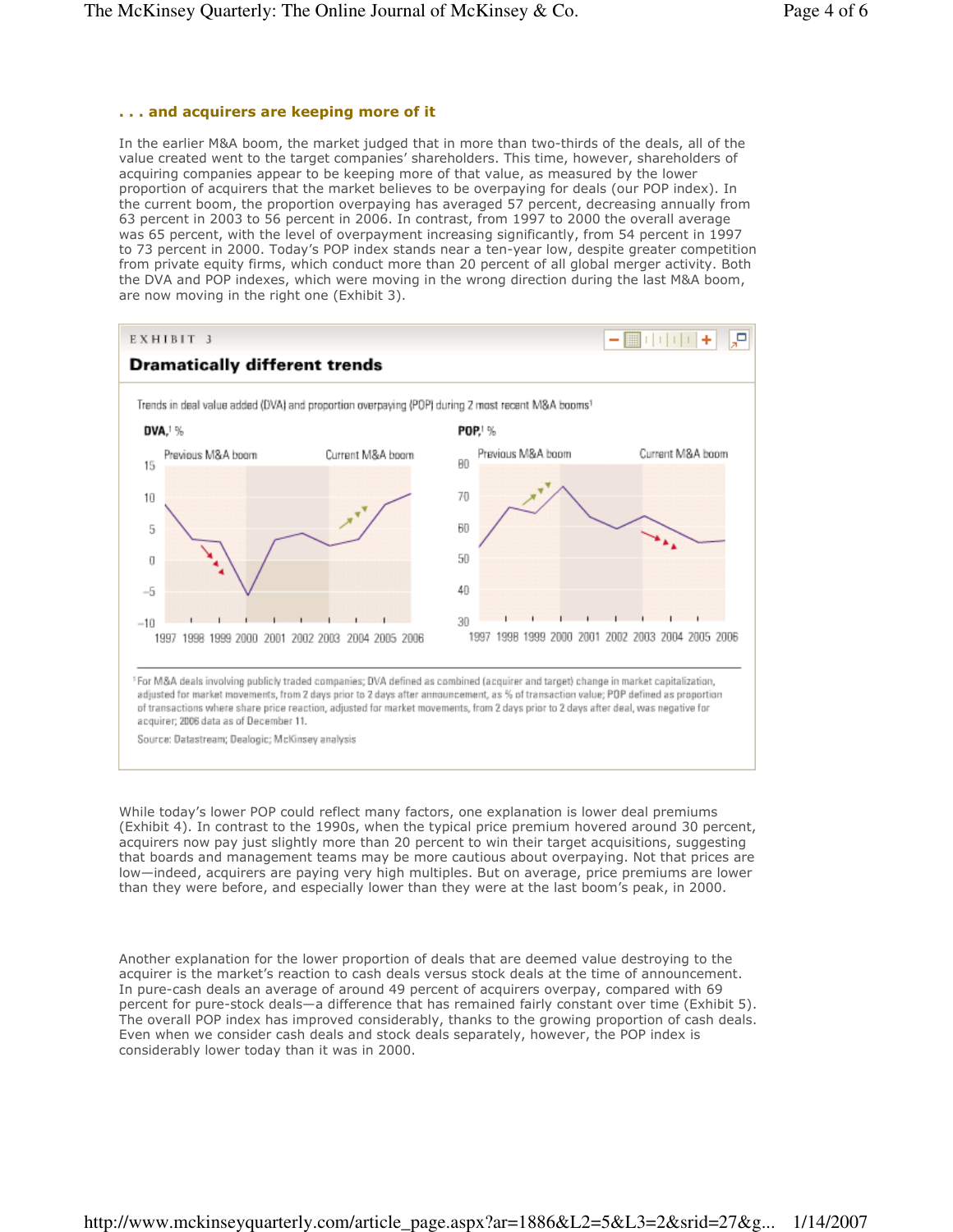### . . . and acquirers are keeping more of it

In the earlier M&A boom, the market judged that in more than two-thirds of the deals, all of the value created went to the target companies' shareholders. This time, however, shareholders of acquiring companies appear to be keeping more of that value, as measured by the lower proportion of acquirers that the market believes to be overpaying for deals (our POP index). In the current boom, the proportion overpaying has averaged 57 percent, decreasing annually from 63 percent in 2003 to 56 percent in 2006. In contrast, from 1997 to 2000 the overall average was 65 percent, with the level of overpayment increasing significantly, from 54 percent in 1997 to 73 percent in 2000. Today's POP index stands near a ten-year low, despite greater competition from private equity firms, which conduct more than 20 percent of all global merger activity. Both the DVA and POP indexes, which were moving in the wrong direction during the last M&A boom, are now moving in the right one (Exhibit 3).

EXHIBIT 3

**Dramatically different trends**

Trends in deal value added (DVA) and proportion overpaying (POP) during 2 most recent M&A booms[1]

**DVA,**[1] %

Previous M&A boom | Current M&A boom

**POP,**[1] %

Previous M&A boom | Current M&A boom

[1] For M&A deals involving publicly traded companies; DVA defined as combined (acquirer and target) change in market capitalization, adjusted for market movements, from 2 days prior to 2 days after announcement, as % of transaction value; POP defined as proportion of transactions where share price reaction, adjusted for market movements, from 2 days prior to 2 days after deal, was negative for acquirer; 2006 data as of December 11.

Source: Datastream; Dealogic; McKinsey analysis

While today's lower POP could reflect many factors, one explanation is lower deal premiums (Exhibit 4). In contrast to the 1990s, when the typical price premium hovered around 30 percent, acquirers now pay just slightly more than 20 percent to win their target acquisitions, suggesting that boards and management teams may be more cautious about overpaying. Not that prices are low—indeed, acquirers are paying very high multiples. But on average, price premiums are lower than they were before, and especially lower than they were at the last boom's peak, in 2000.

Another explanation for the lower proportion of deals that are deemed value destroying to the acquirer is the market's reaction to cash deals versus stock deals at the time of announcement. In pure-cash deals an average of around 49 percent of acquirers overpay, compared with 69 percent for pure-stock deals—a difference that has remained fairly constant over time (Exhibit 5). The overall POP index has improved considerably, thanks to the growing proportion of cash deals. Even when we consider cash deals and stock deals separately, however, the POP index is considerably lower today than it was in 2000.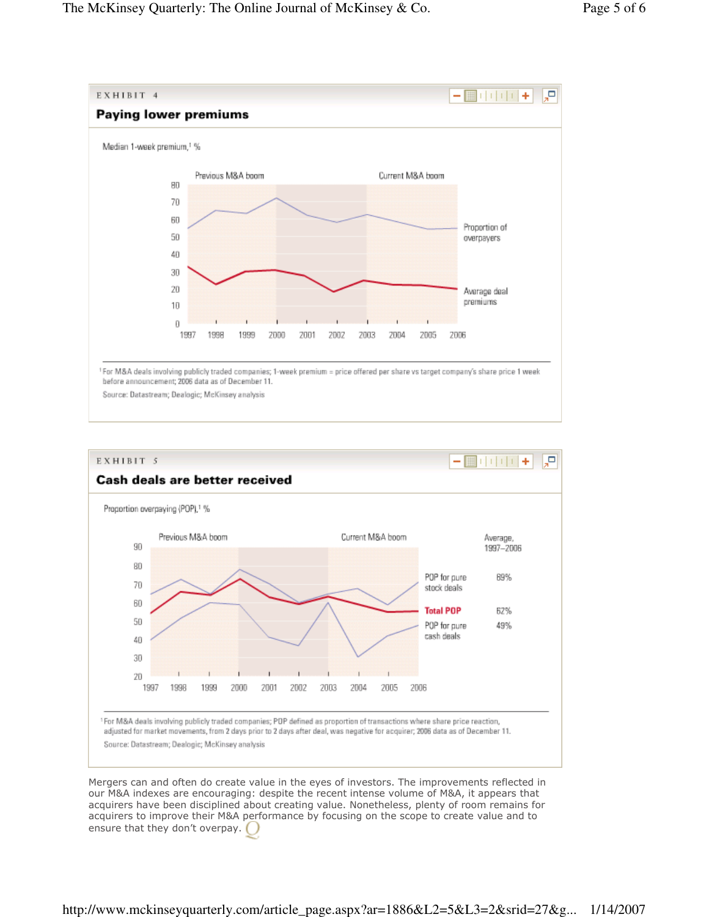EXHIBIT 4

**Paying lower premiums**

Median 1-week premium,[1] %

Previous M&A boom | Current M&A boom

Proportion of overpayers

Average deal premiums

1997 1998 1999 2000 2001 2002 2003 2004 2005 2006

[1] For M&A deals involving publicly traded companies; 1-week premium = price offered per share vs target company's share price 1 week before announcement; 2006 data as of December 11.

Source: Datastream; Dealogic; McKinsey analysis

EXHIBIT 5

**Cash deals are better received**

Proportion overpaying (POP),[1] %

Previous M&A boom | Current M&A boom

| | Average, 1997–2006 |
|---|---|
| POP for pure stock deals | 69% |
| Total POP | 62% |
| POP for pure cash deals | 49% |

1997 1998 1999 2000 2001 2002 2003 2004 2005 2006

[1] For M&A deals involving publicly traded companies; POP defined as proportion of transactions where share price reaction, adjusted for market movements, from 2 days prior to 2 days after deal, was negative for acquirer; 2006 data as of December 11.

Source: Datastream; Dealogic; McKinsey analysis

Mergers can and often do create value in the eyes of investors. The improvements reflected in our M&A indexes are encouraging: despite the recent intense volume of M&A, it appears that acquirers have been disciplined about creating value. Nonetheless, plenty of room remains for acquirers to improve their M&A performance by focusing on the scope to create value and to ensure that they don't overpay.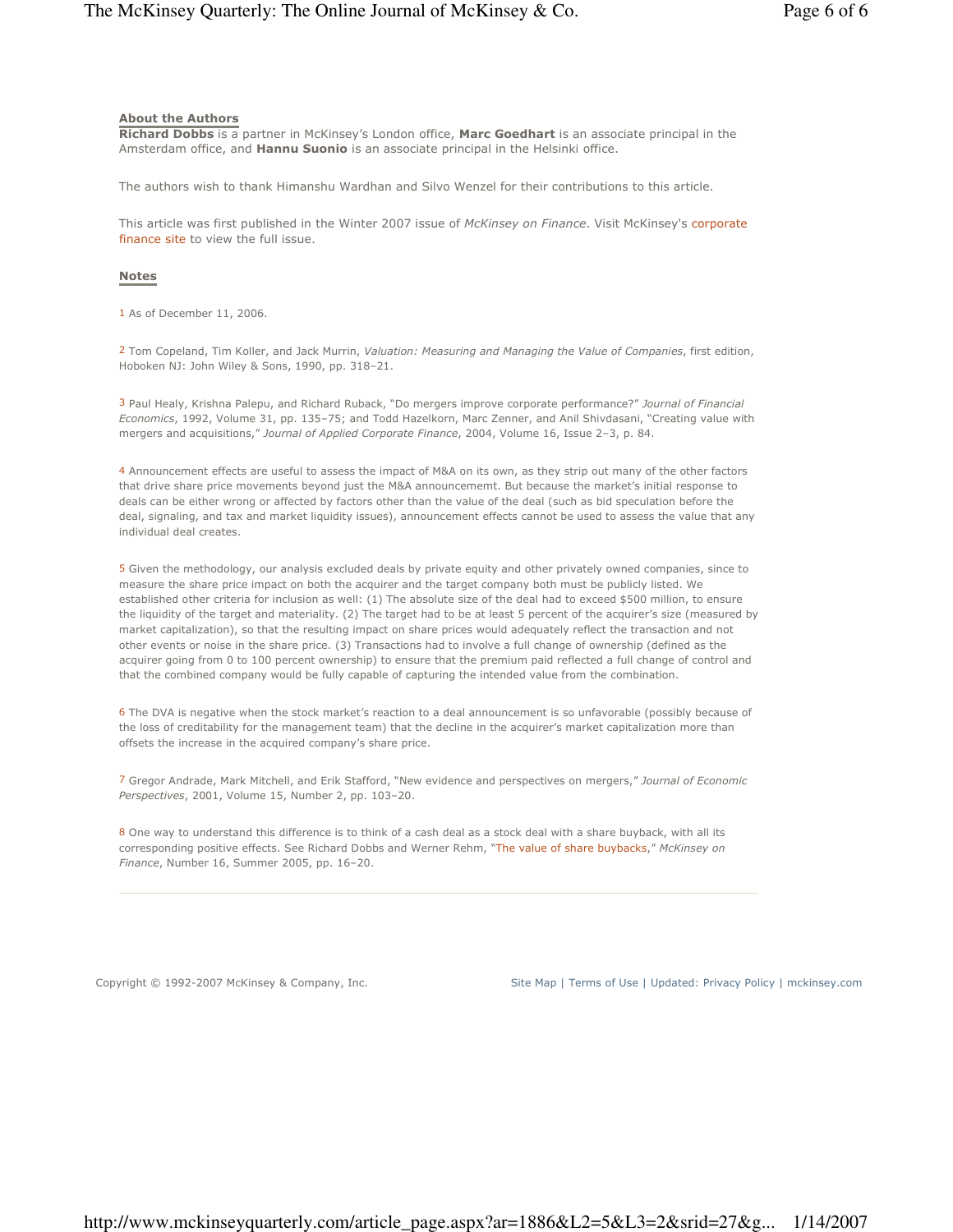## About the Authors

**Richard Dobbs** is a partner in McKinsey's London office, **Marc Goedhart** is an associate principal in the Amsterdam office, and **Hannu Suonio** is an associate principal in the Helsinki office.

The authors wish to thank Himanshu Wardhan and Silvo Wenzel for their contributions to this article.

This article was first published in the Winter 2007 issue of *McKinsey on Finance*. Visit McKinsey's corporate finance site to view the full issue.

## Notes

1 As of December 11, 2006.

2 Tom Copeland, Tim Koller, and Jack Murrin, *Valuation: Measuring and Managing the Value of Companies*, first edition, Hoboken NJ: John Wiley & Sons, 1990, pp. 318–21.

3 Paul Healy, Krishna Palepu, and Richard Ruback, "Do mergers improve corporate performance?" *Journal of Financial Economics*, 1992, Volume 31, pp. 135–75; and Todd Hazelkorn, Marc Zenner, and Anil Shivdasani, "Creating value with mergers and acquisitions," *Journal of Applied Corporate Finance*, 2004, Volume 16, Issue 2–3, p. 84.

4 Announcement effects are useful to assess the impact of M&A on its own, as they strip out many of the other factors that drive share price movements beyond just the M&A announcememt. But because the market's initial response to deals can be either wrong or affected by factors other than the value of the deal (such as bid speculation before the deal, signaling, and tax and market liquidity issues), announcement effects cannot be used to assess the value that any individual deal creates.

5 Given the methodology, our analysis excluded deals by private equity and other privately owned companies, since to measure the share price impact on both the acquirer and the target company both must be publicly listed. We established other criteria for inclusion as well: (1) The absolute size of the deal had to exceed $500 million, to ensure the liquidity of the target and materiality. (2) The target had to be at least 5 percent of the acquirer's size (measured by market capitalization), so that the resulting impact on share prices would adequately reflect the transaction and not other events or noise in the share price. (3) Transactions had to involve a full change of ownership (defined as the acquirer going from 0 to 100 percent ownership) to ensure that the premium paid reflected a full change of control and that the combined company would be fully capable of capturing the intended value from the combination.

6 The DVA is negative when the stock market's reaction to a deal announcement is so unfavorable (possibly because of the loss of creditability for the management team) that the decline in the acquirer's market capitalization more than offsets the increase in the acquired company's share price.

7 Gregor Andrade, Mark Mitchell, and Erik Stafford, "New evidence and perspectives on mergers," *Journal of Economic Perspectives*, 2001, Volume 15, Number 2, pp. 103–20.

8 One way to understand this difference is to think of a cash deal as a stock deal with a share buyback, with all its corresponding positive effects. See Richard Dobbs and Werner Rehm, "The value of share buybacks," *McKinsey on Finance*, Number 16, Summer 2005, pp. 16–20.

---

Copyright © 1992-2007 McKinsey & Company, Inc.

Site Map | Terms of Use | Updated: Privacy Policy | mckinsey.com